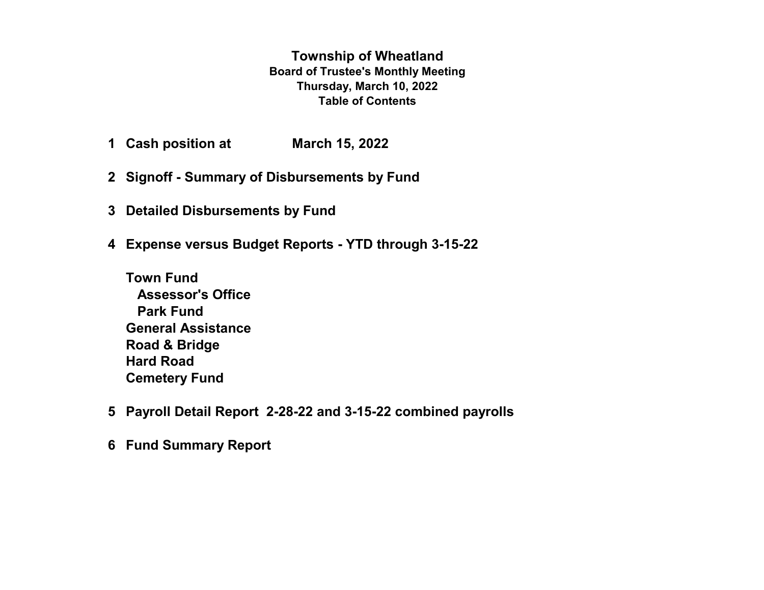# Township of Wheatland

## Board of Trustee's Monthly Meeting

### Thursday, March 10, 2022

### Table of Contents

1. **Cash position at March 15, 2022**

2. **Signoff - Summary of Disbursements by Fund**

3. **Detailed Disbursements by Fund**

4. **Expense versus Budget Reports - YTD through 3-15-22**

   **Town Fund**
   - **Assessor's Office**
   - **Park Fund**

   **General Assistance**
   **Road & Bridge**
   **Hard Road**
   **Cemetery Fund**

5. **Payroll Detail Report 2-28-22 and 3-15-22 combined payrolls**

6. **Fund Summary Report**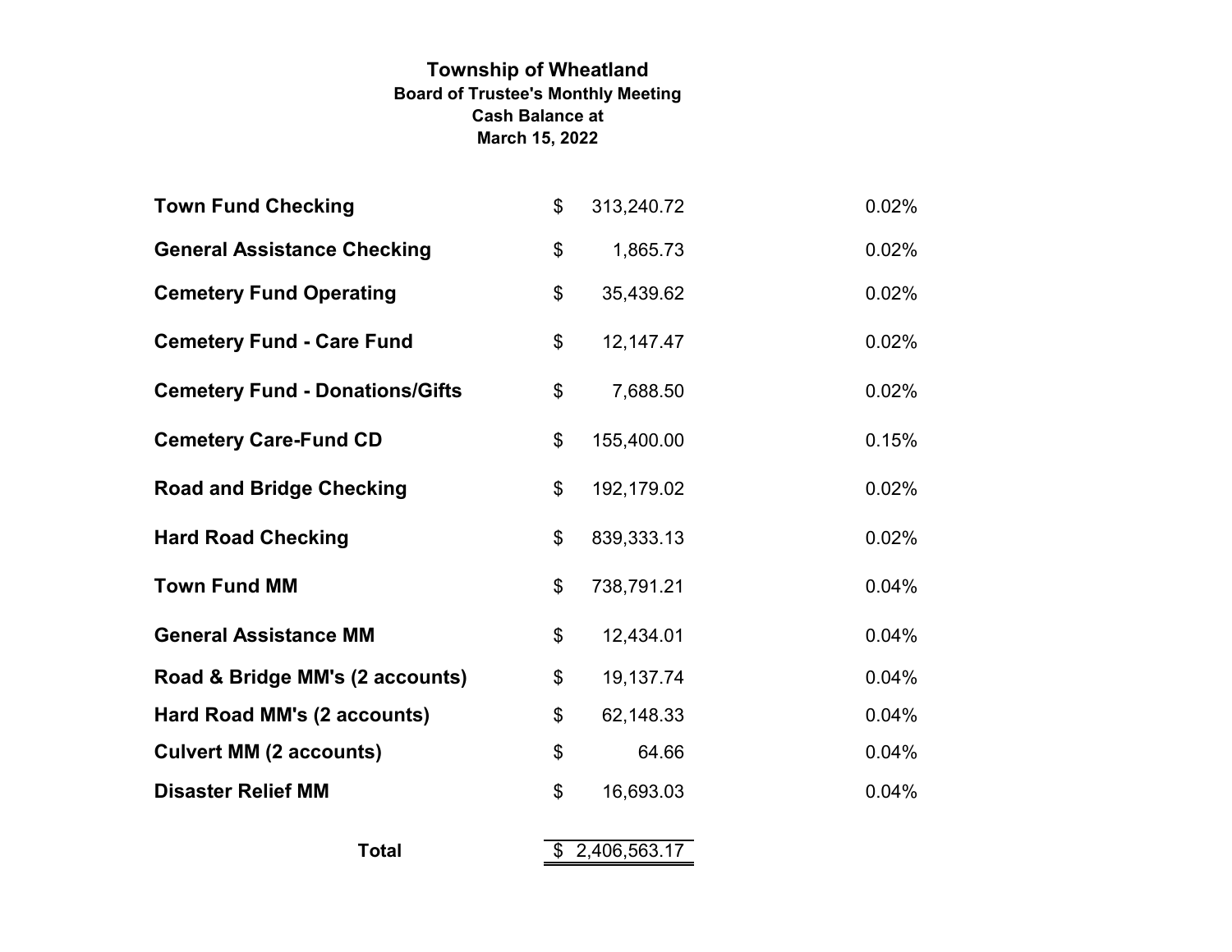# Township of Wheatland

**Board of Trustee's Monthly Meeting**
**Cash Balance at**
**March 15, 2022**

| Account | Balance | Rate |
|---|---|---|
| **Town Fund Checking** | $ 313,240.72 | 0.02% |
| **General Assistance Checking** | $ 1,865.73 | 0.02% |
| **Cemetery Fund Operating** | $ 35,439.62 | 0.02% |
| **Cemetery Fund - Care Fund** | $ 12,147.47 | 0.02% |
| **Cemetery Fund - Donations/Gifts** | $ 7,688.50 | 0.02% |
| **Cemetery Care-Fund CD** | $ 155,400.00 | 0.15% |
| **Road and Bridge Checking** | $ 192,179.02 | 0.02% |
| **Hard Road Checking** | $ 839,333.13 | 0.02% |
| **Town Fund MM** | $ 738,791.21 | 0.04% |
| **General Assistance MM** | $ 12,434.01 | 0.04% |
| **Road & Bridge MM's (2 accounts)** | $ 19,137.74 | 0.04% |
| **Hard Road MM's (2 accounts)** | $ 62,148.33 | 0.04% |
| **Culvert MM (2 accounts)** | $ 64.66 | 0.04% |
| **Disaster Relief MM** | $ 16,693.03 | 0.04% |
| **Total** | $ 2,406,563.17 | |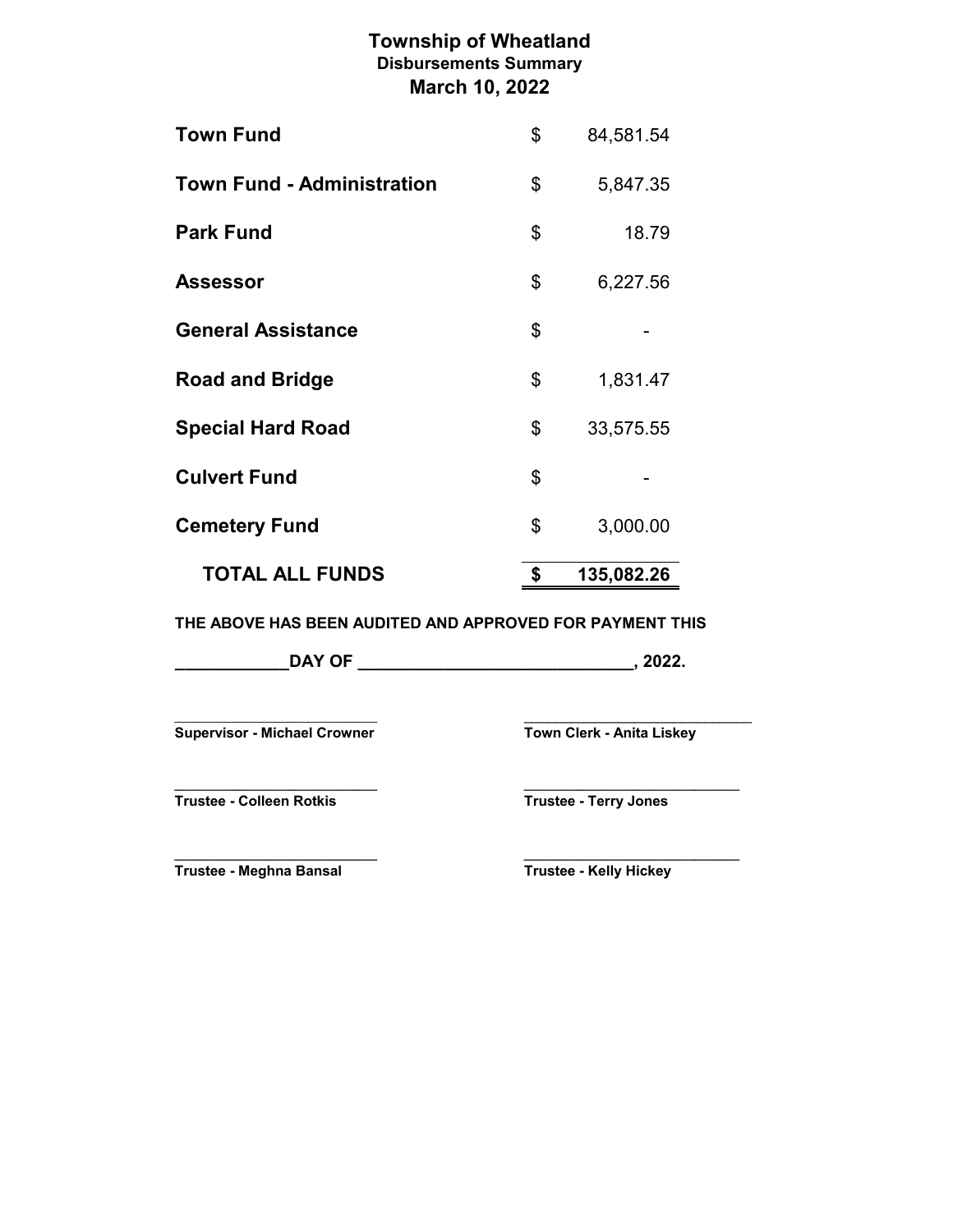# Township of Wheatland

## Disbursements Summary

## March 10, 2022

| Fund | | Amount |
|---|---|---|
| **Town Fund** | $ | 84,581.54 |
| **Town Fund - Administration** | $ | 5,847.35 |
| **Park Fund** | $ | 18.79 |
| **Assessor** | $ | 6,227.56 |
| **General Assistance** | $ | - |
| **Road and Bridge** | $ | 1,831.47 |
| **Special Hard Road** | $ | 33,575.55 |
| **Culvert Fund** | $ | - |
| **Cemetery Fund** | $ | 3,000.00 |
| **TOTAL ALL FUNDS** | **$** | **135,082.26** |

**THE ABOVE HAS BEEN AUDITED AND APPROVED FOR PAYMENT THIS**

**____________DAY OF ______________________________, 2022.**

| | |
|---|---|
| ________________________ | ____________________________ |
| **Supervisor - Michael Crowner** | **Town Clerk - Anita Liskey** |
| ________________________ | ____________________________ |
| **Trustee - Colleen Rotkis** | **Trustee - Terry Jones** |
| ________________________ | ____________________________ |
| **Trustee - Meghna Bansal** | **Trustee - Kelly Hickey** |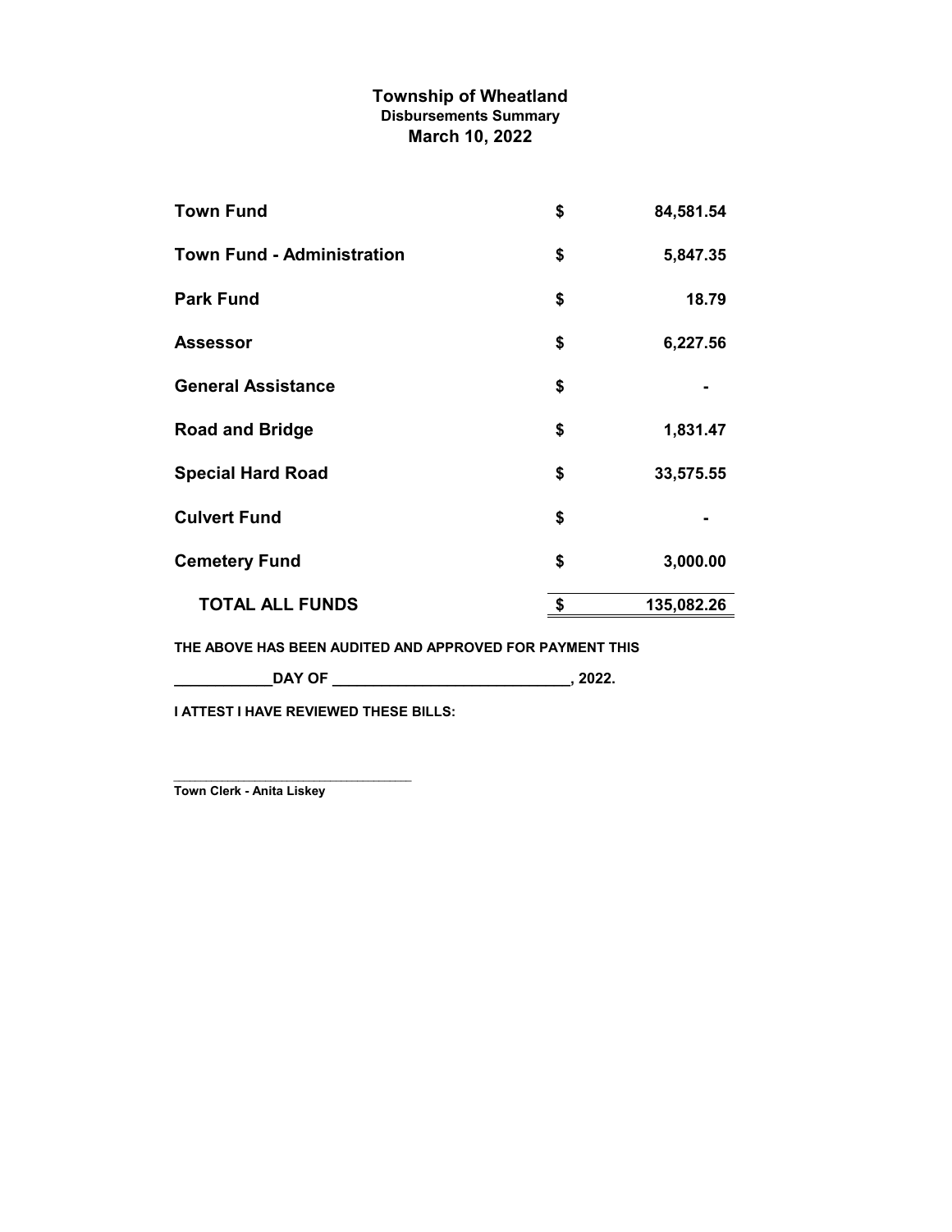# Township of Wheatland

**Disbursements Summary**

**March 10, 2022**

| Fund | | Amount |
|---|---|---|
| **Town Fund** | $ | 84,581.54 |
| **Town Fund - Administration** | $ | 5,847.35 |
| **Park Fund** | $ | 18.79 |
| **Assessor** | $ | 6,227.56 |
| **General Assistance** | $ | - |
| **Road and Bridge** | $ | 1,831.47 |
| **Special Hard Road** | $ | 33,575.55 |
| **Culvert Fund** | $ | - |
| **Cemetery Fund** | $ | 3,000.00 |
| **TOTAL ALL FUNDS** | **$** | **135,082.26** |

**THE ABOVE HAS BEEN AUDITED AND APPROVED FOR PAYMENT THIS**

**____________DAY OF ______________________________, 2022.**

**I ATTEST I HAVE REVIEWED THESE BILLS:**

__________________________________

**Town Clerk - Anita Liskey**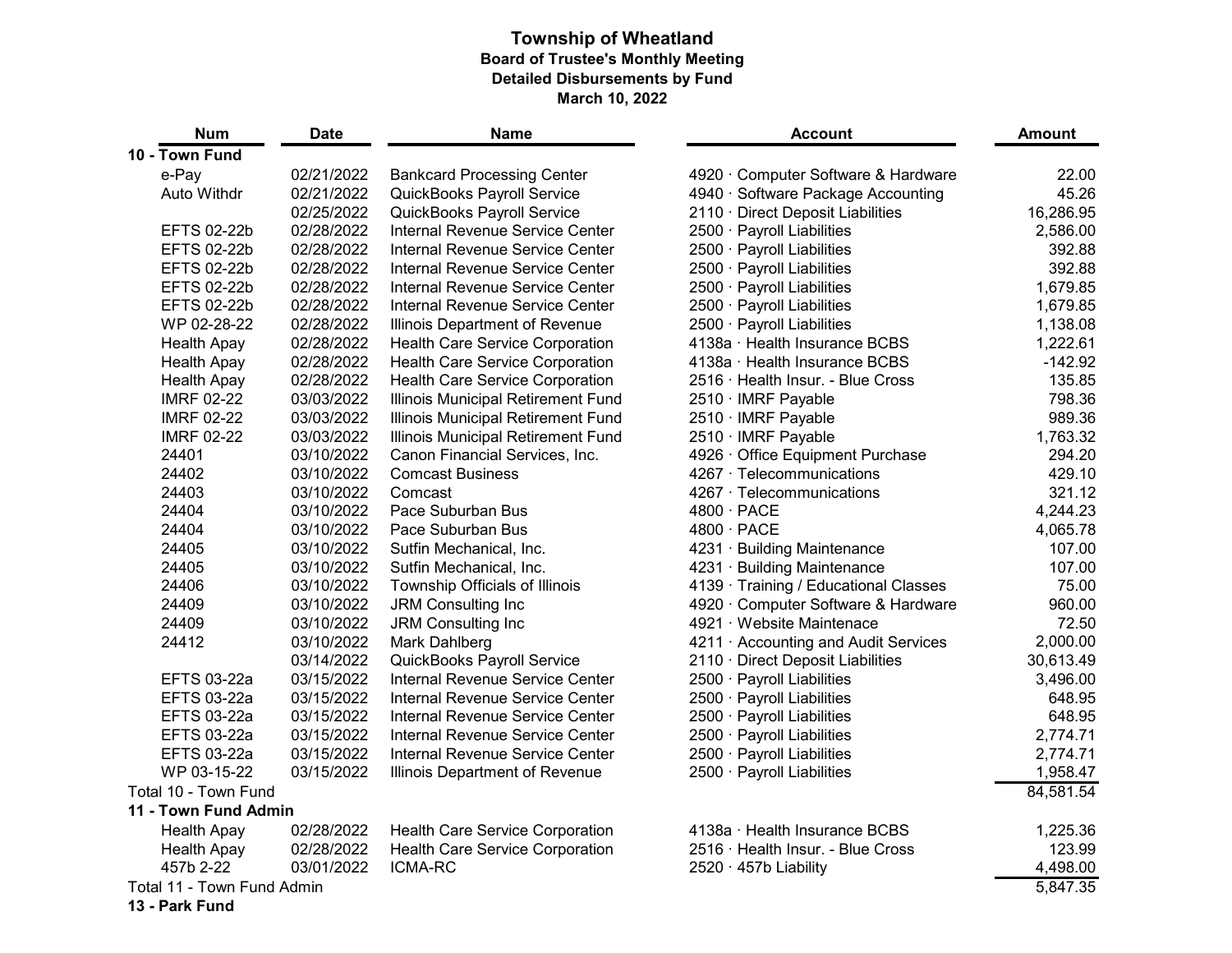# Township of Wheatland

**Board of Trustee's Monthly Meeting**
**Detailed Disbursements by Fund**
**March 10, 2022**

| Num | Date | Name | Account | Amount |
|---|---|---|---|---|
| **10 - Town Fund** | | | | |
| e-Pay | 02/21/2022 | Bankcard Processing Center | 4920 · Computer Software & Hardware | 22.00 |
| Auto Withdr | 02/21/2022 | QuickBooks Payroll Service | 4940 · Software Package Accounting | 45.26 |
| | 02/25/2022 | QuickBooks Payroll Service | 2110 · Direct Deposit Liabilities | 16,286.95 |
| EFTS 02-22b | 02/28/2022 | Internal Revenue Service Center | 2500 · Payroll Liabilities | 2,586.00 |
| EFTS 02-22b | 02/28/2022 | Internal Revenue Service Center | 2500 · Payroll Liabilities | 392.88 |
| EFTS 02-22b | 02/28/2022 | Internal Revenue Service Center | 2500 · Payroll Liabilities | 392.88 |
| EFTS 02-22b | 02/28/2022 | Internal Revenue Service Center | 2500 · Payroll Liabilities | 1,679.85 |
| EFTS 02-22b | 02/28/2022 | Internal Revenue Service Center | 2500 · Payroll Liabilities | 1,679.85 |
| WP 02-28-22 | 02/28/2022 | Illinois Department of Revenue | 2500 · Payroll Liabilities | 1,138.08 |
| Health Apay | 02/28/2022 | Health Care Service Corporation | 4138a · Health Insurance BCBS | 1,222.61 |
| Health Apay | 02/28/2022 | Health Care Service Corporation | 4138a · Health Insurance BCBS | -142.92 |
| Health Apay | 02/28/2022 | Health Care Service Corporation | 2516 · Health Insur. - Blue Cross | 135.85 |
| IMRF 02-22 | 03/03/2022 | Illinois Municipal Retirement Fund | 2510 · IMRF Payable | 798.36 |
| IMRF 02-22 | 03/03/2022 | Illinois Municipal Retirement Fund | 2510 · IMRF Payable | 989.36 |
| IMRF 02-22 | 03/03/2022 | Illinois Municipal Retirement Fund | 2510 · IMRF Payable | 1,763.32 |
| 24401 | 03/10/2022 | Canon Financial Services, Inc. | 4926 · Office Equipment Purchase | 294.20 |
| 24402 | 03/10/2022 | Comcast Business | 4267 · Telecommunications | 429.10 |
| 24403 | 03/10/2022 | Comcast | 4267 · Telecommunications | 321.12 |
| 24404 | 03/10/2022 | Pace Suburban Bus | 4800 · PACE | 4,244.23 |
| 24404 | 03/10/2022 | Pace Suburban Bus | 4800 · PACE | 4,065.78 |
| 24405 | 03/10/2022 | Sutfin Mechanical, Inc. | 4231 · Building Maintenance | 107.00 |
| 24405 | 03/10/2022 | Sutfin Mechanical, Inc. | 4231 · Building Maintenance | 107.00 |
| 24406 | 03/10/2022 | Township Officials of Illinois | 4139 · Training / Educational Classes | 75.00 |
| 24409 | 03/10/2022 | JRM Consulting Inc | 4920 · Computer Software & Hardware | 960.00 |
| 24409 | 03/10/2022 | JRM Consulting Inc | 4921 · Website Maintenace | 72.50 |
| 24412 | 03/10/2022 | Mark Dahlberg | 4211 · Accounting and Audit Services | 2,000.00 |
| | 03/14/2022 | QuickBooks Payroll Service | 2110 · Direct Deposit Liabilities | 30,613.49 |
| EFTS 03-22a | 03/15/2022 | Internal Revenue Service Center | 2500 · Payroll Liabilities | 3,496.00 |
| EFTS 03-22a | 03/15/2022 | Internal Revenue Service Center | 2500 · Payroll Liabilities | 648.95 |
| EFTS 03-22a | 03/15/2022 | Internal Revenue Service Center | 2500 · Payroll Liabilities | 648.95 |
| EFTS 03-22a | 03/15/2022 | Internal Revenue Service Center | 2500 · Payroll Liabilities | 2,774.71 |
| EFTS 03-22a | 03/15/2022 | Internal Revenue Service Center | 2500 · Payroll Liabilities | 2,774.71 |
| WP 03-15-22 | 03/15/2022 | Illinois Department of Revenue | 2500 · Payroll Liabilities | 1,958.47 |
| Total 10 - Town Fund | | | | 84,581.54 |
| **11 - Town Fund Admin** | | | | |
| Health Apay | 02/28/2022 | Health Care Service Corporation | 4138a · Health Insurance BCBS | 1,225.36 |
| Health Apay | 02/28/2022 | Health Care Service Corporation | 2516 · Health Insur. - Blue Cross | 123.99 |
| 457b 2-22 | 03/01/2022 | ICMA-RC | 2520 · 457b Liability | 4,498.00 |
| Total 11 - Town Fund Admin | | | | 5,847.35 |
| **13 - Park Fund** | | | | |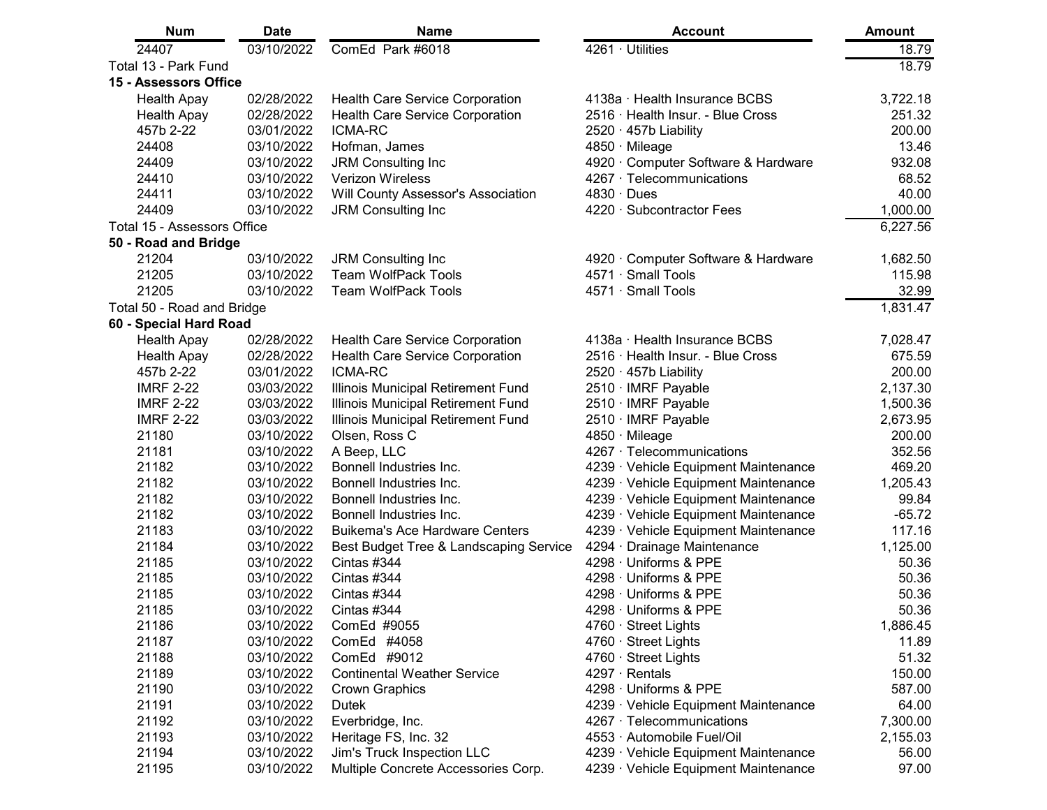| Num | Date | Name | Account | Amount |
| --- | --- | --- | --- | --- |
| 24407 | 03/10/2022 | ComEd Park #6018 | 4261 · Utilities | 18.79 |
| Total 13 - Park Fund | | | | 18.79 |
| **15 - Assessors Office** | | | | |
| Health Apay | 02/28/2022 | Health Care Service Corporation | 4138a · Health Insurance BCBS | 3,722.18 |
| Health Apay | 02/28/2022 | Health Care Service Corporation | 2516 · Health Insur. - Blue Cross | 251.32 |
| 457b 2-22 | 03/01/2022 | ICMA-RC | 2520 · 457b Liability | 200.00 |
| 24408 | 03/10/2022 | Hofman, James | 4850 · Mileage | 13.46 |
| 24409 | 03/10/2022 | JRM Consulting Inc | 4920 · Computer Software & Hardware | 932.08 |
| 24410 | 03/10/2022 | Verizon Wireless | 4267 · Telecommunications | 68.52 |
| 24411 | 03/10/2022 | Will County Assessor's Association | 4830 · Dues | 40.00 |
| 24409 | 03/10/2022 | JRM Consulting Inc | 4220 · Subcontractor Fees | 1,000.00 |
| Total 15 - Assessors Office | | | | 6,227.56 |
| **50 - Road and Bridge** | | | | |
| 21204 | 03/10/2022 | JRM Consulting Inc | 4920 · Computer Software & Hardware | 1,682.50 |
| 21205 | 03/10/2022 | Team WolfPack Tools | 4571 · Small Tools | 115.98 |
| 21205 | 03/10/2022 | Team WolfPack Tools | 4571 · Small Tools | 32.99 |
| Total 50 - Road and Bridge | | | | 1,831.47 |
| **60 - Special Hard Road** | | | | |
| Health Apay | 02/28/2022 | Health Care Service Corporation | 4138a · Health Insurance BCBS | 7,028.47 |
| Health Apay | 02/28/2022 | Health Care Service Corporation | 2516 · Health Insur. - Blue Cross | 675.59 |
| 457b 2-22 | 03/01/2022 | ICMA-RC | 2520 · 457b Liability | 200.00 |
| IMRF 2-22 | 03/03/2022 | Illinois Municipal Retirement Fund | 2510 · IMRF Payable | 2,137.30 |
| IMRF 2-22 | 03/03/2022 | Illinois Municipal Retirement Fund | 2510 · IMRF Payable | 1,500.36 |
| IMRF 2-22 | 03/03/2022 | Illinois Municipal Retirement Fund | 2510 · IMRF Payable | 2,673.95 |
| 21180 | 03/10/2022 | Olsen, Ross C | 4850 · Mileage | 200.00 |
| 21181 | 03/10/2022 | A Beep, LLC | 4267 · Telecommunications | 352.56 |
| 21182 | 03/10/2022 | Bonnell Industries Inc. | 4239 · Vehicle Equipment Maintenance | 469.20 |
| 21182 | 03/10/2022 | Bonnell Industries Inc. | 4239 · Vehicle Equipment Maintenance | 1,205.43 |
| 21182 | 03/10/2022 | Bonnell Industries Inc. | 4239 · Vehicle Equipment Maintenance | 99.84 |
| 21182 | 03/10/2022 | Bonnell Industries Inc. | 4239 · Vehicle Equipment Maintenance | -65.72 |
| 21183 | 03/10/2022 | Buikema's Ace Hardware Centers | 4239 · Vehicle Equipment Maintenance | 117.16 |
| 21184 | 03/10/2022 | Best Budget Tree & Landscaping Service | 4294 · Drainage Maintenance | 1,125.00 |
| 21185 | 03/10/2022 | Cintas #344 | 4298 · Uniforms & PPE | 50.36 |
| 21185 | 03/10/2022 | Cintas #344 | 4298 · Uniforms & PPE | 50.36 |
| 21185 | 03/10/2022 | Cintas #344 | 4298 · Uniforms & PPE | 50.36 |
| 21185 | 03/10/2022 | Cintas #344 | 4298 · Uniforms & PPE | 50.36 |
| 21186 | 03/10/2022 | ComEd #9055 | 4760 · Street Lights | 1,886.45 |
| 21187 | 03/10/2022 | ComEd #4058 | 4760 · Street Lights | 11.89 |
| 21188 | 03/10/2022 | ComEd #9012 | 4760 · Street Lights | 51.32 |
| 21189 | 03/10/2022 | Continental Weather Service | 4297 · Rentals | 150.00 |
| 21190 | 03/10/2022 | Crown Graphics | 4298 · Uniforms & PPE | 587.00 |
| 21191 | 03/10/2022 | Dutek | 4239 · Vehicle Equipment Maintenance | 64.00 |
| 21192 | 03/10/2022 | Everbridge, Inc. | 4267 · Telecommunications | 7,300.00 |
| 21193 | 03/10/2022 | Heritage FS, Inc. 32 | 4553 · Automobile Fuel/Oil | 2,155.03 |
| 21194 | 03/10/2022 | Jim's Truck Inspection LLC | 4239 · Vehicle Equipment Maintenance | 56.00 |
| 21195 | 03/10/2022 | Multiple Concrete Accessories Corp. | 4239 · Vehicle Equipment Maintenance | 97.00 |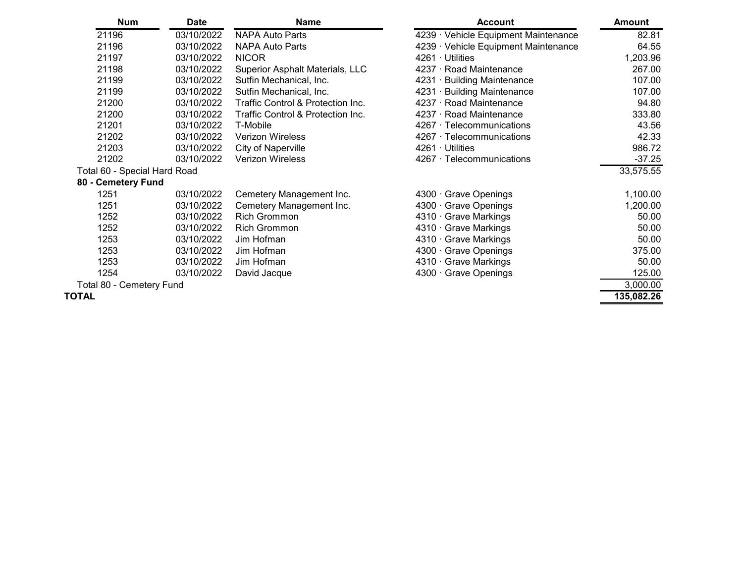| Num | Date | Name | Account | Amount |
|---|---|---|---|---|
| 21196 | 03/10/2022 | NAPA Auto Parts | 4239 · Vehicle Equipment Maintenance | 82.81 |
| 21196 | 03/10/2022 | NAPA Auto Parts | 4239 · Vehicle Equipment Maintenance | 64.55 |
| 21197 | 03/10/2022 | NICOR | 4261 · Utilities | 1,203.96 |
| 21198 | 03/10/2022 | Superior Asphalt Materials, LLC | 4237 · Road Maintenance | 267.00 |
| 21199 | 03/10/2022 | Sutfin Mechanical, Inc. | 4231 · Building Maintenance | 107.00 |
| 21199 | 03/10/2022 | Sutfin Mechanical, Inc. | 4231 · Building Maintenance | 107.00 |
| 21200 | 03/10/2022 | Traffic Control & Protection Inc. | 4237 · Road Maintenance | 94.80 |
| 21200 | 03/10/2022 | Traffic Control & Protection Inc. | 4237 · Road Maintenance | 333.80 |
| 21201 | 03/10/2022 | T-Mobile | 4267 · Telecommunications | 43.56 |
| 21202 | 03/10/2022 | Verizon Wireless | 4267 · Telecommunications | 42.33 |
| 21203 | 03/10/2022 | City of Naperville | 4261 · Utilities | 986.72 |
| 21202 | 03/10/2022 | Verizon Wireless | 4267 · Telecommunications | -37.25 |
| Total 60 - Special Hard Road | | | | 33,575.55 |
| **80 - Cemetery Fund** | | | | |
| 1251 | 03/10/2022 | Cemetery Management Inc. | 4300 · Grave Openings | 1,100.00 |
| 1251 | 03/10/2022 | Cemetery Management Inc. | 4300 · Grave Openings | 1,200.00 |
| 1252 | 03/10/2022 | Rich Grommon | 4310 · Grave Markings | 50.00 |
| 1252 | 03/10/2022 | Rich Grommon | 4310 · Grave Markings | 50.00 |
| 1253 | 03/10/2022 | Jim Hofman | 4310 · Grave Markings | 50.00 |
| 1253 | 03/10/2022 | Jim Hofman | 4300 · Grave Openings | 375.00 |
| 1253 | 03/10/2022 | Jim Hofman | 4310 · Grave Markings | 50.00 |
| 1254 | 03/10/2022 | David Jacque | 4300 · Grave Openings | 125.00 |
| Total 80 - Cemetery Fund | | | | 3,000.00 |
| **TOTAL** | | | | **135,082.26** |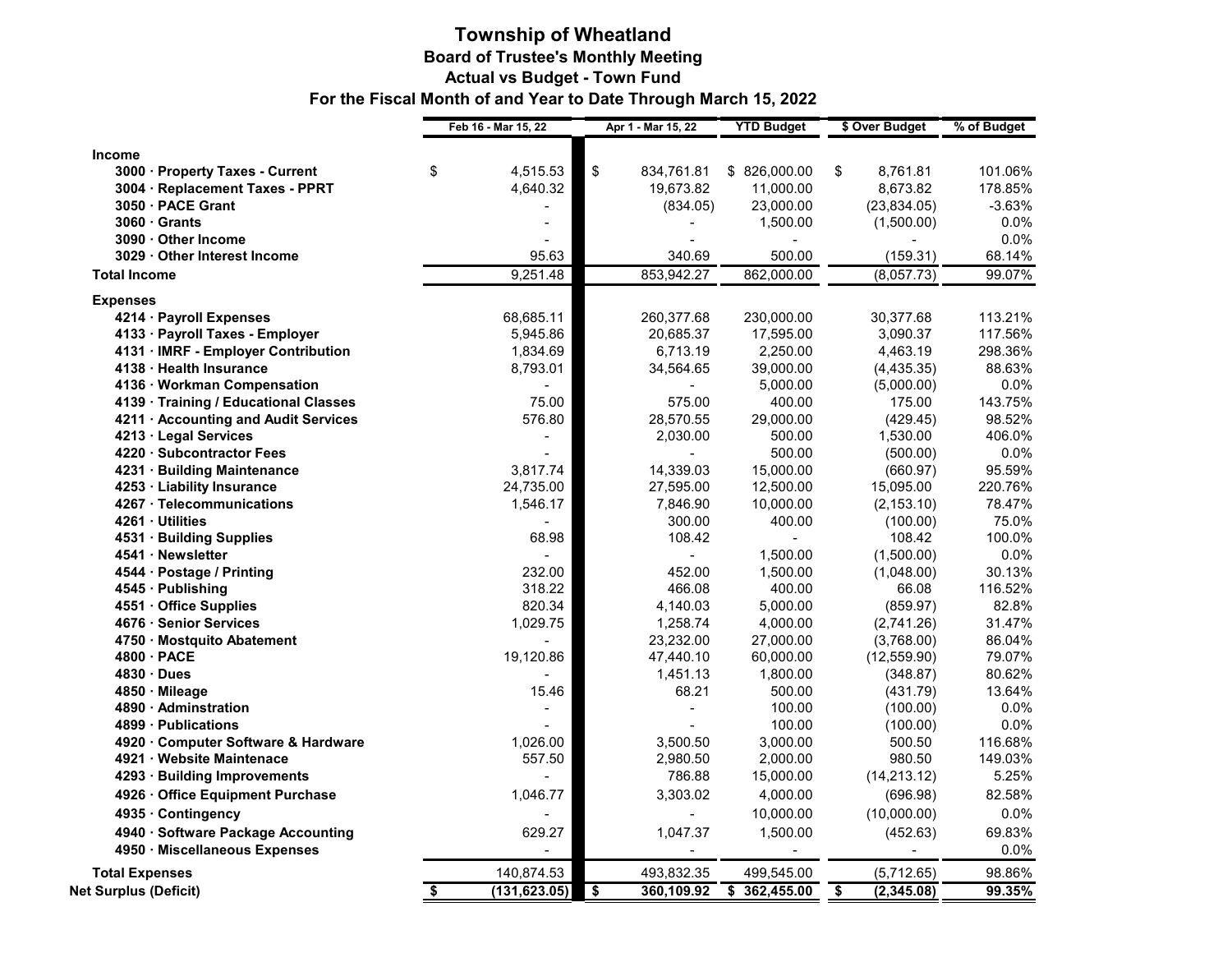# Township of Wheatland

## Board of Trustee's Monthly Meeting

## Actual vs Budget - Town Fund

## For the Fiscal Month of and Year to Date Through March 15, 2022

| | Feb 16 - Mar 15, 22 | Apr 1 - Mar 15, 22 | YTD Budget | $ Over Budget | % of Budget |
|---|---|---|---|---|---|
| **Income** | | | | | |
| **3000 · Property Taxes - Current** | $ 4,515.53 | $ 834,761.81 | $ 826,000.00 | $ 8,761.81 | 101.06% |
| **3004 · Replacement Taxes - PPRT** | 4,640.32 | 19,673.82 | 11,000.00 | 8,673.82 | 178.85% |
| **3050 · PACE Grant** | - | (834.05) | 23,000.00 | (23,834.05) | -3.63% |
| **3060 · Grants** | - | - | 1,500.00 | (1,500.00) | 0.0% |
| **3090 · Other Income** | - | - | - | - | 0.0% |
| **3029 · Other Interest Income** | 95.63 | 340.69 | 500.00 | (159.31) | 68.14% |
| **Total Income** | 9,251.48 | 853,942.27 | 862,000.00 | (8,057.73) | 99.07% |
| **Expenses** | | | | | |
| **4214 · Payroll Expenses** | 68,685.11 | 260,377.68 | 230,000.00 | 30,377.68 | 113.21% |
| **4133 · Payroll Taxes - Employer** | 5,945.86 | 20,685.37 | 17,595.00 | 3,090.37 | 117.56% |
| **4131 · IMRF - Employer Contribution** | 1,834.69 | 6,713.19 | 2,250.00 | 4,463.19 | 298.36% |
| **4138 · Health Insurance** | 8,793.01 | 34,564.65 | 39,000.00 | (4,435.35) | 88.63% |
| **4136 · Workman Compensation** | - | - | 5,000.00 | (5,000.00) | 0.0% |
| **4139 · Training / Educational Classes** | 75.00 | 575.00 | 400.00 | 175.00 | 143.75% |
| **4211 · Accounting and Audit Services** | 576.80 | 28,570.55 | 29,000.00 | (429.45) | 98.52% |
| **4213 · Legal Services** | - | 2,030.00 | 500.00 | 1,530.00 | 406.0% |
| **4220 · Subcontractor Fees** | - | - | 500.00 | (500.00) | 0.0% |
| **4231 · Building Maintenance** | 3,817.74 | 14,339.03 | 15,000.00 | (660.97) | 95.59% |
| **4253 · Liability Insurance** | 24,735.00 | 27,595.00 | 12,500.00 | 15,095.00 | 220.76% |
| **4267 · Telecommunications** | 1,546.17 | 7,846.90 | 10,000.00 | (2,153.10) | 78.47% |
| **4261 · Utilities** | - | 300.00 | 400.00 | (100.00) | 75.0% |
| **4531 · Building Supplies** | 68.98 | 108.42 | - | 108.42 | 100.0% |
| **4541 · Newsletter** | - | - | 1,500.00 | (1,500.00) | 0.0% |
| **4544 · Postage / Printing** | 232.00 | 452.00 | 1,500.00 | (1,048.00) | 30.13% |
| **4545 · Publishing** | 318.22 | 466.08 | 400.00 | 66.08 | 116.52% |
| **4551 · Office Supplies** | 820.34 | 4,140.03 | 5,000.00 | (859.97) | 82.8% |
| **4676 · Senior Services** | 1,029.75 | 1,258.74 | 4,000.00 | (2,741.26) | 31.47% |
| **4750 · Mostquito Abatement** | - | 23,232.00 | 27,000.00 | (3,768.00) | 86.04% |
| **4800 · PACE** | 19,120.86 | 47,440.10 | 60,000.00 | (12,559.90) | 79.07% |
| **4830 · Dues** | - | 1,451.13 | 1,800.00 | (348.87) | 80.62% |
| **4850 · Mileage** | 15.46 | 68.21 | 500.00 | (431.79) | 13.64% |
| **4890 · Adminstration** | - | - | 100.00 | (100.00) | 0.0% |
| **4899 · Publications** | - | - | 100.00 | (100.00) | 0.0% |
| **4920 · Computer Software & Hardware** | 1,026.00 | 3,500.50 | 3,000.00 | 500.50 | 116.68% |
| **4921 · Website Maintenace** | 557.50 | 2,980.50 | 2,000.00 | 980.50 | 149.03% |
| **4293 · Building Improvements** | - | 786.88 | 15,000.00 | (14,213.12) | 5.25% |
| **4926 · Office Equipment Purchase** | 1,046.77 | 3,303.02 | 4,000.00 | (696.98) | 82.58% |
| **4935 · Contingency** | - | - | 10,000.00 | (10,000.00) | 0.0% |
| **4940 · Software Package Accounting** | 629.27 | 1,047.37 | 1,500.00 | (452.63) | 69.83% |
| **4950 · Miscellaneous Expenses** | - | - | - | - | 0.0% |
| **Total Expenses** | 140,874.53 | 493,832.35 | 499,545.00 | (5,712.65) | 98.86% |
| **Net Surplus (Deficit)** | **$ (131,623.05)** | **$ 360,109.92** | **$ 362,455.00** | **$ (2,345.08)** | **99.35%** |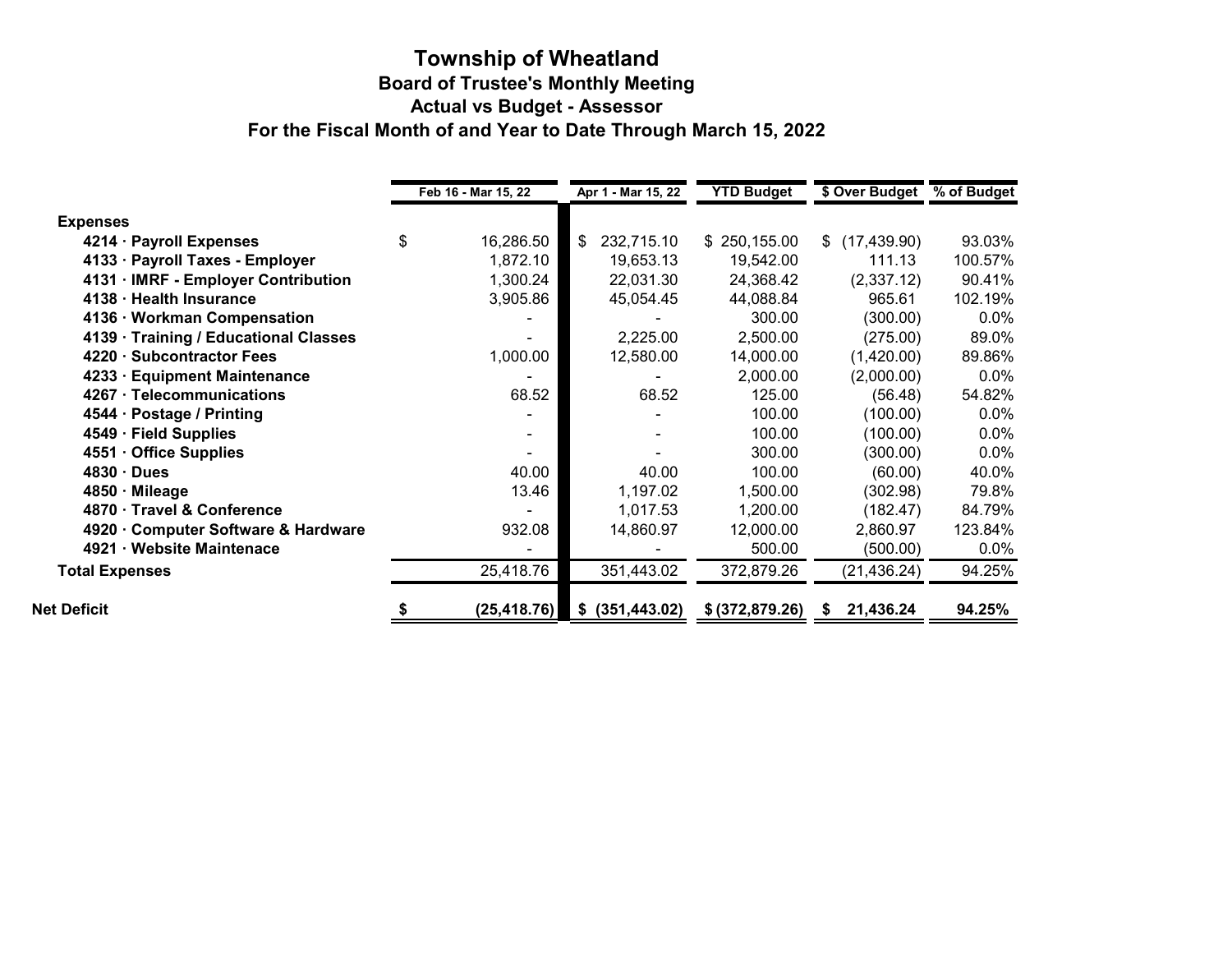# Township of Wheatland

## Board of Trustee's Monthly Meeting

## Actual vs Budget - Assessor

## For the Fiscal Month of and Year to Date Through March 15, 2022

| | Feb 16 - Mar 15, 22 | Apr 1 - Mar 15, 22 | YTD Budget | $ Over Budget | % of Budget |
|---|---|---|---|---|---|
| **Expenses** | | | | | |
| **4214 · Payroll Expenses** | $ 16,286.50 | $ 232,715.10 | $ 250,155.00 | $ (17,439.90) | 93.03% |
| **4133 · Payroll Taxes - Employer** | 1,872.10 | 19,653.13 | 19,542.00 | 111.13 | 100.57% |
| **4131 · IMRF - Employer Contribution** | 1,300.24 | 22,031.30 | 24,368.42 | (2,337.12) | 90.41% |
| **4138 · Health Insurance** | 3,905.86 | 45,054.45 | 44,088.84 | 965.61 | 102.19% |
| **4136 · Workman Compensation** | - | - | 300.00 | (300.00) | 0.0% |
| **4139 · Training / Educational Classes** | - | 2,225.00 | 2,500.00 | (275.00) | 89.0% |
| **4220 · Subcontractor Fees** | 1,000.00 | 12,580.00 | 14,000.00 | (1,420.00) | 89.86% |
| **4233 · Equipment Maintenance** | - | - | 2,000.00 | (2,000.00) | 0.0% |
| **4267 · Telecommunications** | 68.52 | 68.52 | 125.00 | (56.48) | 54.82% |
| **4544 · Postage / Printing** | - | - | 100.00 | (100.00) | 0.0% |
| **4549 · Field Supplies** | - | - | 100.00 | (100.00) | 0.0% |
| **4551 · Office Supplies** | - | - | 300.00 | (300.00) | 0.0% |
| **4830 · Dues** | 40.00 | 40.00 | 100.00 | (60.00) | 40.0% |
| **4850 · Mileage** | 13.46 | 1,197.02 | 1,500.00 | (302.98) | 79.8% |
| **4870 · Travel & Conference** | - | 1,017.53 | 1,200.00 | (182.47) | 84.79% |
| **4920 · Computer Software & Hardware** | 932.08 | 14,860.97 | 12,000.00 | 2,860.97 | 123.84% |
| **4921 · Website Maintenace** | - | - | 500.00 | (500.00) | 0.0% |
| **Total Expenses** | 25,418.76 | 351,443.02 | 372,879.26 | (21,436.24) | 94.25% |
| **Net Deficit** | **$ (25,418.76)** | **$ (351,443.02)** | **$ (372,879.26)** | **$ 21,436.24** | **94.25%** |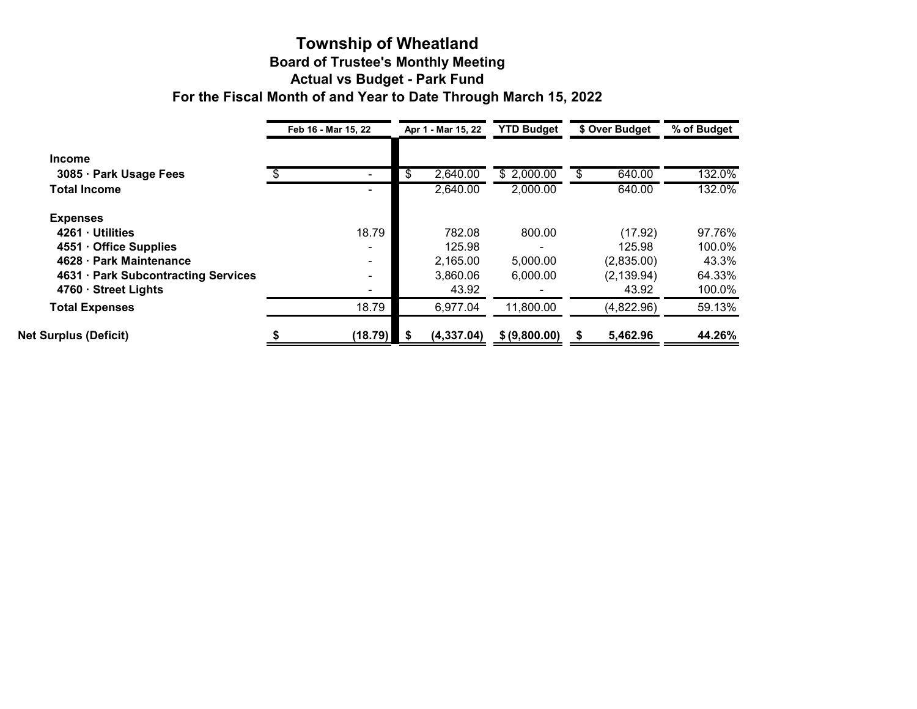# Township of Wheatland

## Board of Trustee's Monthly Meeting

## Actual vs Budget - Park Fund

## For the Fiscal Month of and Year to Date Through March 15, 2022

| | Feb 16 - Mar 15, 22 | Apr 1 - Mar 15, 22 | YTD Budget | $ Over Budget | % of Budget |
|---|---|---|---|---|---|
| **Income** | | | | | |
| **3085 · Park Usage Fees** | $ - | $ 2,640.00 | $ 2,000.00 | $ 640.00 | 132.0% |
| **Total Income** | - | 2,640.00 | 2,000.00 | 640.00 | 132.0% |
| **Expenses** | | | | | |
| **4261 · Utilities** | 18.79 | 782.08 | 800.00 | (17.92) | 97.76% |
| **4551 · Office Supplies** | - | 125.98 | - | 125.98 | 100.0% |
| **4628 · Park Maintenance** | - | 2,165.00 | 5,000.00 | (2,835.00) | 43.3% |
| **4631 · Park Subcontracting Services** | - | 3,860.06 | 6,000.00 | (2,139.94) | 64.33% |
| **4760 · Street Lights** | - | 43.92 | - | 43.92 | 100.0% |
| **Total Expenses** | 18.79 | 6,977.04 | 11,800.00 | (4,822.96) | 59.13% |
| **Net Surplus (Deficit)** | **$ (18.79)** | **$ (4,337.04)** | **$ (9,800.00)** | **$ 5,462.96** | **44.26%** |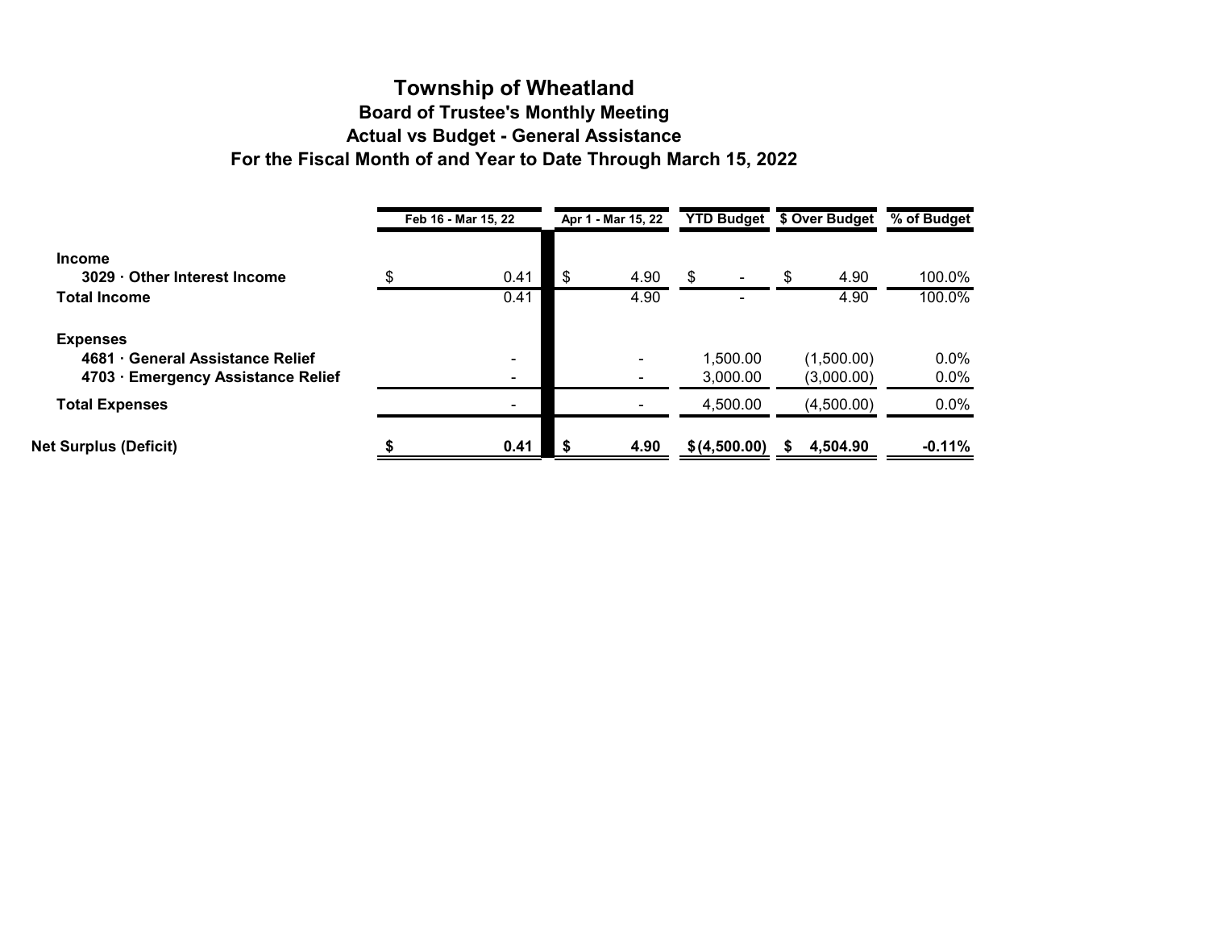# Township of Wheatland

## Board of Trustee's Monthly Meeting

## Actual vs Budget - General Assistance

## For the Fiscal Month of and Year to Date Through March 15, 2022

| | Feb 16 - Mar 15, 22 | Apr 1 - Mar 15, 22 | YTD Budget | $ Over Budget | % of Budget |
|---|---|---|---|---|---|
| **Income** | | | | | |
| **3029 · Other Interest Income** | $ 0.41 | $ 4.90 | $ - | $ 4.90 | 100.0% |
| **Total Income** | 0.41 | 4.90 | - | 4.90 | 100.0% |
| **Expenses** | | | | | |
| **4681 · General Assistance Relief** | - | - | 1,500.00 | (1,500.00) | 0.0% |
| **4703 · Emergency Assistance Relief** | - | - | 3,000.00 | (3,000.00) | 0.0% |
| **Total Expenses** | - | - | 4,500.00 | (4,500.00) | 0.0% |
| **Net Surplus (Deficit)** | **$ 0.41** | **$ 4.90** | **$ (4,500.00)** | **$ 4,504.90** | **-0.11%** |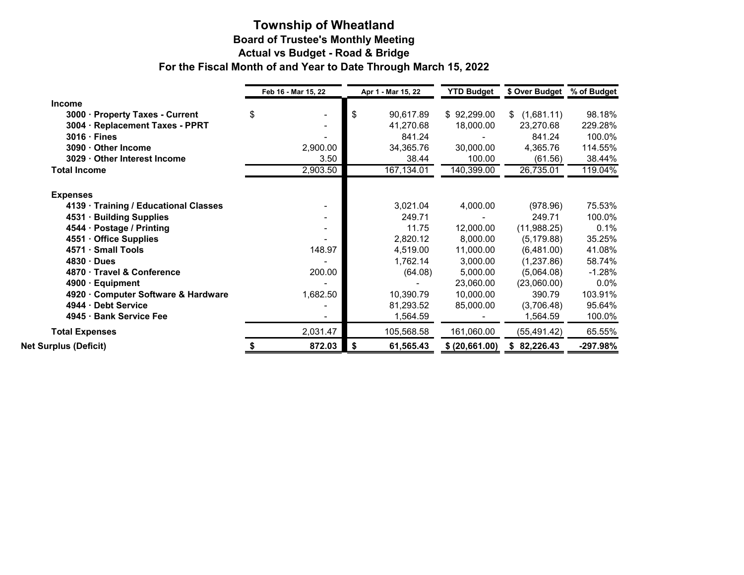# Township of Wheatland

## Board of Trustee's Monthly Meeting

## Actual vs Budget - Road & Bridge

## For the Fiscal Month of and Year to Date Through March 15, 2022

| | Feb 16 - Mar 15, 22 | Apr 1 - Mar 15, 22 | YTD Budget | $ Over Budget | % of Budget |
|---|---|---|---|---|---|
| **Income** | | | | | |
| **3000 · Property Taxes - Current** | $ - | $ 90,617.89 | $ 92,299.00 | $ (1,681.11) | 98.18% |
| **3004 · Replacement Taxes - PPRT** | - | 41,270.68 | 18,000.00 | 23,270.68 | 229.28% |
| **3016 · Fines** | - | 841.24 | - | 841.24 | 100.0% |
| **3090 · Other Income** | 2,900.00 | 34,365.76 | 30,000.00 | 4,365.76 | 114.55% |
| **3029 · Other Interest Income** | 3.50 | 38.44 | 100.00 | (61.56) | 38.44% |
| **Total Income** | 2,903.50 | 167,134.01 | 140,399.00 | 26,735.01 | 119.04% |
| **Expenses** | | | | | |
| **4139 · Training / Educational Classes** | - | 3,021.04 | 4,000.00 | (978.96) | 75.53% |
| **4531 · Building Supplies** | - | 249.71 | - | 249.71 | 100.0% |
| **4544 · Postage / Printing** | - | 11.75 | 12,000.00 | (11,988.25) | 0.1% |
| **4551 · Office Supplies** | - | 2,820.12 | 8,000.00 | (5,179.88) | 35.25% |
| **4571 · Small Tools** | 148.97 | 4,519.00 | 11,000.00 | (6,481.00) | 41.08% |
| **4830 · Dues** | - | 1,762.14 | 3,000.00 | (1,237.86) | 58.74% |
| **4870 · Travel & Conference** | 200.00 | (64.08) | 5,000.00 | (5,064.08) | -1.28% |
| **4900 · Equipment** | - | - | 23,060.00 | (23,060.00) | 0.0% |
| **4920 · Computer Software & Hardware** | 1,682.50 | 10,390.79 | 10,000.00 | 390.79 | 103.91% |
| **4944 · Debt Service** | - | 81,293.52 | 85,000.00 | (3,706.48) | 95.64% |
| **4945 · Bank Service Fee** | - | 1,564.59 | - | 1,564.59 | 100.0% |
| **Total Expenses** | 2,031.47 | 105,568.58 | 161,060.00 | (55,491.42) | 65.55% |
| **Net Surplus (Deficit)** | **$ 872.03** | **$ 61,565.43** | **$ (20,661.00)** | **$ 82,226.43** | **-297.98%** |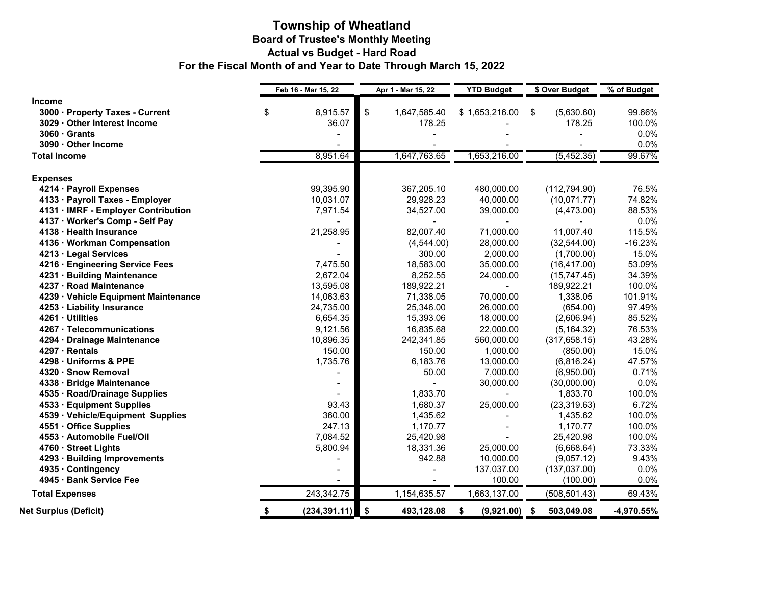# Township of Wheatland

## Board of Trustee's Monthly Meeting

## Actual vs Budget - Hard Road

## For the Fiscal Month of and Year to Date Through March 15, 2022

| | Feb 16 - Mar 15, 22 | Apr 1 - Mar 15, 22 | YTD Budget | $ Over Budget | % of Budget |
|---|---|---|---|---|---|
| **Income** | | | | | |
| **3000 · Property Taxes - Current** | $ 8,915.57 | $ 1,647,585.40 | $ 1,653,216.00 | $ (5,630.60) | 99.66% |
| **3029 · Other Interest Income** | 36.07 | 178.25 | - | 178.25 | 100.0% |
| **3060 · Grants** | - | - | - | - | 0.0% |
| **3090 · Other Income** | - | - | - | - | 0.0% |
| **Total Income** | 8,951.64 | 1,647,763.65 | 1,653,216.00 | (5,452.35) | 99.67% |
| **Expenses** | | | | | |
| **4214 · Payroll Expenses** | 99,395.90 | 367,205.10 | 480,000.00 | (112,794.90) | 76.5% |
| **4133 · Payroll Taxes - Employer** | 10,031.07 | 29,928.23 | 40,000.00 | (10,071.77) | 74.82% |
| **4131 · IMRF - Employer Contribution** | 7,971.54 | 34,527.00 | 39,000.00 | (4,473.00) | 88.53% |
| **4137 · Worker's Comp - Self Pay** | - | - | - | - | 0.0% |
| **4138 · Health Insurance** | 21,258.95 | 82,007.40 | 71,000.00 | 11,007.40 | 115.5% |
| **4136 · Workman Compensation** | - | (4,544.00) | 28,000.00 | (32,544.00) | -16.23% |
| **4213 · Legal Services** | - | 300.00 | 2,000.00 | (1,700.00) | 15.0% |
| **4216 · Engineering Service Fees** | 7,475.50 | 18,583.00 | 35,000.00 | (16,417.00) | 53.09% |
| **4231 · Building Maintenance** | 2,672.04 | 8,252.55 | 24,000.00 | (15,747.45) | 34.39% |
| **4237 · Road Maintenance** | 13,595.08 | 189,922.21 | - | 189,922.21 | 100.0% |
| **4239 · Vehicle Equipment Maintenance** | 14,063.63 | 71,338.05 | 70,000.00 | 1,338.05 | 101.91% |
| **4253 · Liability Insurance** | 24,735.00 | 25,346.00 | 26,000.00 | (654.00) | 97.49% |
| **4261 · Utilities** | 6,654.35 | 15,393.06 | 18,000.00 | (2,606.94) | 85.52% |
| **4267 · Telecommunications** | 9,121.56 | 16,835.68 | 22,000.00 | (5,164.32) | 76.53% |
| **4294 · Drainage Maintenance** | 10,896.35 | 242,341.85 | 560,000.00 | (317,658.15) | 43.28% |
| **4297 · Rentals** | 150.00 | 150.00 | 1,000.00 | (850.00) | 15.0% |
| **4298 · Uniforms & PPE** | 1,735.76 | 6,183.76 | 13,000.00 | (6,816.24) | 47.57% |
| **4320 · Snow Removal** | - | 50.00 | 7,000.00 | (6,950.00) | 0.71% |
| **4338 · Bridge Maintenance** | - | - | 30,000.00 | (30,000.00) | 0.0% |
| **4535 · Road/Drainage Supplies** | - | 1,833.70 | - | 1,833.70 | 100.0% |
| **4533 · Equipment Supplies** | 93.43 | 1,680.37 | 25,000.00 | (23,319.63) | 6.72% |
| **4539 · Vehicle/Equipment Supplies** | 360.00 | 1,435.62 | - | 1,435.62 | 100.0% |
| **4551 · Office Supplies** | 247.13 | 1,170.77 | - | 1,170.77 | 100.0% |
| **4553 · Automobile Fuel/Oil** | 7,084.52 | 25,420.98 | - | 25,420.98 | 100.0% |
| **4760 · Street Lights** | 5,800.94 | 18,331.36 | 25,000.00 | (6,668.64) | 73.33% |
| **4293 · Building Improvements** | - | 942.88 | 10,000.00 | (9,057.12) | 9.43% |
| **4935 · Contingency** | - | - | 137,037.00 | (137,037.00) | 0.0% |
| **4945 · Bank Service Fee** | - | - | 100.00 | (100.00) | 0.0% |
| **Total Expenses** | 243,342.75 | 1,154,635.57 | 1,663,137.00 | (508,501.43) | 69.43% |
| **Net Surplus (Deficit)** | **$ (234,391.11)** | **$ 493,128.08** | **$ (9,921.00)** | **$ 503,049.08** | **-4,970.55%** |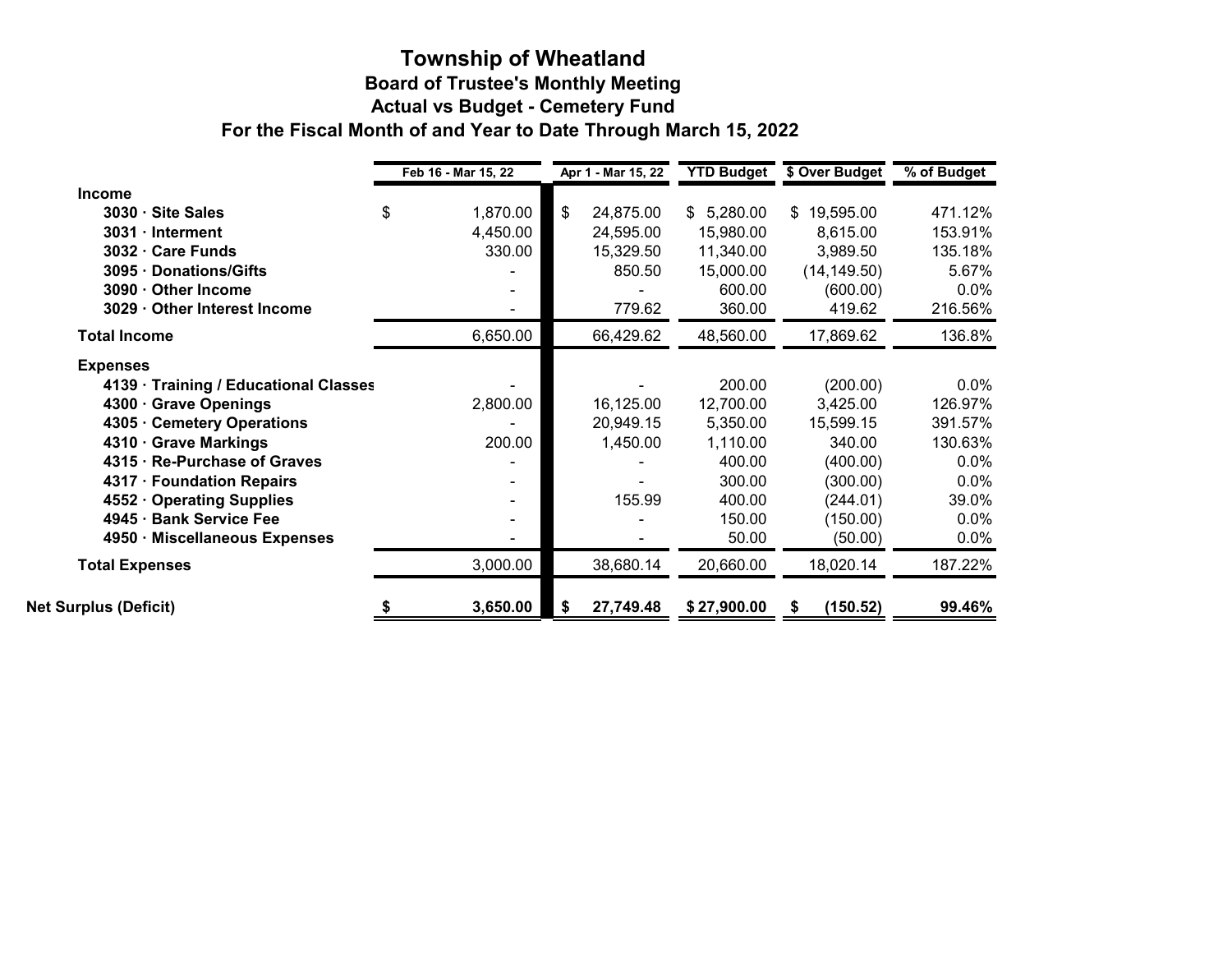# Township of Wheatland

## Board of Trustee's Monthly Meeting

## Actual vs Budget - Cemetery Fund

## For the Fiscal Month of and Year to Date Through March 15, 2022

| | Feb 16 - Mar 15, 22 | Apr 1 - Mar 15, 22 | YTD Budget | $ Over Budget | % of Budget |
|---|---|---|---|---|---|
| **Income** | | | | | |
| **3030 · Site Sales** | $ 1,870.00 | $ 24,875.00 | $ 5,280.00 | $ 19,595.00 | 471.12% |
| **3031 · Interment** | 4,450.00 | 24,595.00 | 15,980.00 | 8,615.00 | 153.91% |
| **3032 · Care Funds** | 330.00 | 15,329.50 | 11,340.00 | 3,989.50 | 135.18% |
| **3095 · Donations/Gifts** | - | 850.50 | 15,000.00 | (14,149.50) | 5.67% |
| **3090 · Other Income** | - | - | 600.00 | (600.00) | 0.0% |
| **3029 · Other Interest Income** | - | 779.62 | 360.00 | 419.62 | 216.56% |
| **Total Income** | 6,650.00 | 66,429.62 | 48,560.00 | 17,869.62 | 136.8% |
| **Expenses** | | | | | |
| **4139 · Training / Educational Classes** | - | - | 200.00 | (200.00) | 0.0% |
| **4300 · Grave Openings** | 2,800.00 | 16,125.00 | 12,700.00 | 3,425.00 | 126.97% |
| **4305 · Cemetery Operations** | - | 20,949.15 | 5,350.00 | 15,599.15 | 391.57% |
| **4310 · Grave Markings** | 200.00 | 1,450.00 | 1,110.00 | 340.00 | 130.63% |
| **4315 · Re-Purchase of Graves** | - | - | 400.00 | (400.00) | 0.0% |
| **4317 · Foundation Repairs** | - | - | 300.00 | (300.00) | 0.0% |
| **4552 · Operating Supplies** | - | 155.99 | 400.00 | (244.01) | 39.0% |
| **4945 · Bank Service Fee** | - | - | 150.00 | (150.00) | 0.0% |
| **4950 · Miscellaneous Expenses** | - | - | 50.00 | (50.00) | 0.0% |
| **Total Expenses** | 3,000.00 | 38,680.14 | 20,660.00 | 18,020.14 | 187.22% |
| **Net Surplus (Deficit)** | **$ 3,650.00** | **$ 27,749.48** | **$ 27,900.00** | **$ (150.52)** | **99.46%** |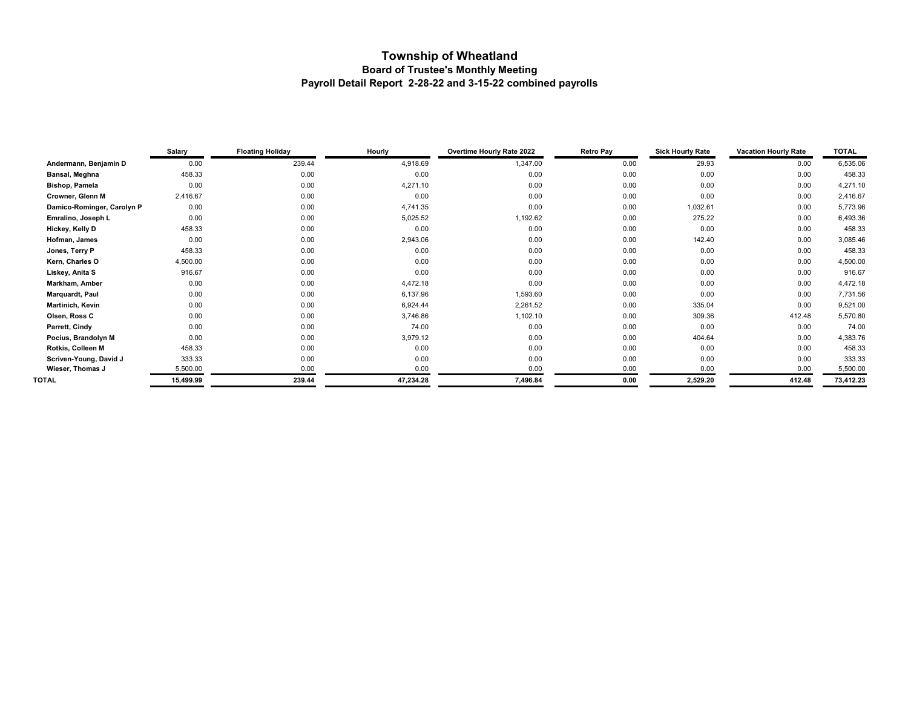## Township of Wheatland

### Board of Trustee's Monthly Meeting

### Payroll Detail Report 2-28-22 and 3-15-22 combined payrolls

| | Salary | Floating Holiday | Hourly | Overtime Hourly Rate 2022 | Retro Pay | Sick Hourly Rate | Vacation Hourly Rate | TOTAL |
|---|---|---|---|---|---|---|---|---|
| **Andermann, Benjamin D** | 0.00 | 239.44 | 4,918.69 | 1,347.00 | 0.00 | 29.93 | 0.00 | 6,535.06 |
| **Bansal, Meghna** | 458.33 | 0.00 | 0.00 | 0.00 | 0.00 | 0.00 | 0.00 | 458.33 |
| **Bishop, Pamela** | 0.00 | 0.00 | 4,271.10 | 0.00 | 0.00 | 0.00 | 0.00 | 4,271.10 |
| **Crowner, Glenn M** | 2,416.67 | 0.00 | 0.00 | 0.00 | 0.00 | 0.00 | 0.00 | 2,416.67 |
| **Damico-Rominger, Carolyn P** | 0.00 | 0.00 | 4,741.35 | 0.00 | 0.00 | 1,032.61 | 0.00 | 5,773.96 |
| **Emralino, Joseph L** | 0.00 | 0.00 | 5,025.52 | 1,192.62 | 0.00 | 275.22 | 0.00 | 6,493.36 |
| **Hickey, Kelly D** | 458.33 | 0.00 | 0.00 | 0.00 | 0.00 | 0.00 | 0.00 | 458.33 |
| **Hofman, James** | 0.00 | 0.00 | 2,943.06 | 0.00 | 0.00 | 142.40 | 0.00 | 3,085.46 |
| **Jones, Terry P** | 458.33 | 0.00 | 0.00 | 0.00 | 0.00 | 0.00 | 0.00 | 458.33 |
| **Kern, Charles O** | 4,500.00 | 0.00 | 0.00 | 0.00 | 0.00 | 0.00 | 0.00 | 4,500.00 |
| **Liskey, Anita S** | 916.67 | 0.00 | 0.00 | 0.00 | 0.00 | 0.00 | 0.00 | 916.67 |
| **Markham, Amber** | 0.00 | 0.00 | 4,472.18 | 0.00 | 0.00 | 0.00 | 0.00 | 4,472.18 |
| **Marquardt, Paul** | 0.00 | 0.00 | 6,137.96 | 1,593.60 | 0.00 | 0.00 | 0.00 | 7,731.56 |
| **Martinich, Kevin** | 0.00 | 0.00 | 6,924.44 | 2,261.52 | 0.00 | 335.04 | 0.00 | 9,521.00 |
| **Olsen, Ross C** | 0.00 | 0.00 | 3,746.86 | 1,102.10 | 0.00 | 309.36 | 412.48 | 5,570.80 |
| **Parrett, Cindy** | 0.00 | 0.00 | 74.00 | 0.00 | 0.00 | 0.00 | 0.00 | 74.00 |
| **Pocius, Brandolyn M** | 0.00 | 0.00 | 3,979.12 | 0.00 | 0.00 | 404.64 | 0.00 | 4,383.76 |
| **Rotkis, Colleen M** | 458.33 | 0.00 | 0.00 | 0.00 | 0.00 | 0.00 | 0.00 | 458.33 |
| **Scriven-Young, David J** | 333.33 | 0.00 | 0.00 | 0.00 | 0.00 | 0.00 | 0.00 | 333.33 |
| **Wieser, Thomas J** | 5,500.00 | 0.00 | 0.00 | 0.00 | 0.00 | 0.00 | 0.00 | 5,500.00 |
| **TOTAL** | **15,499.99** | **239.44** | **47,234.28** | **7,496.84** | **0.00** | **2,529.20** | **412.48** | **73,412.23** |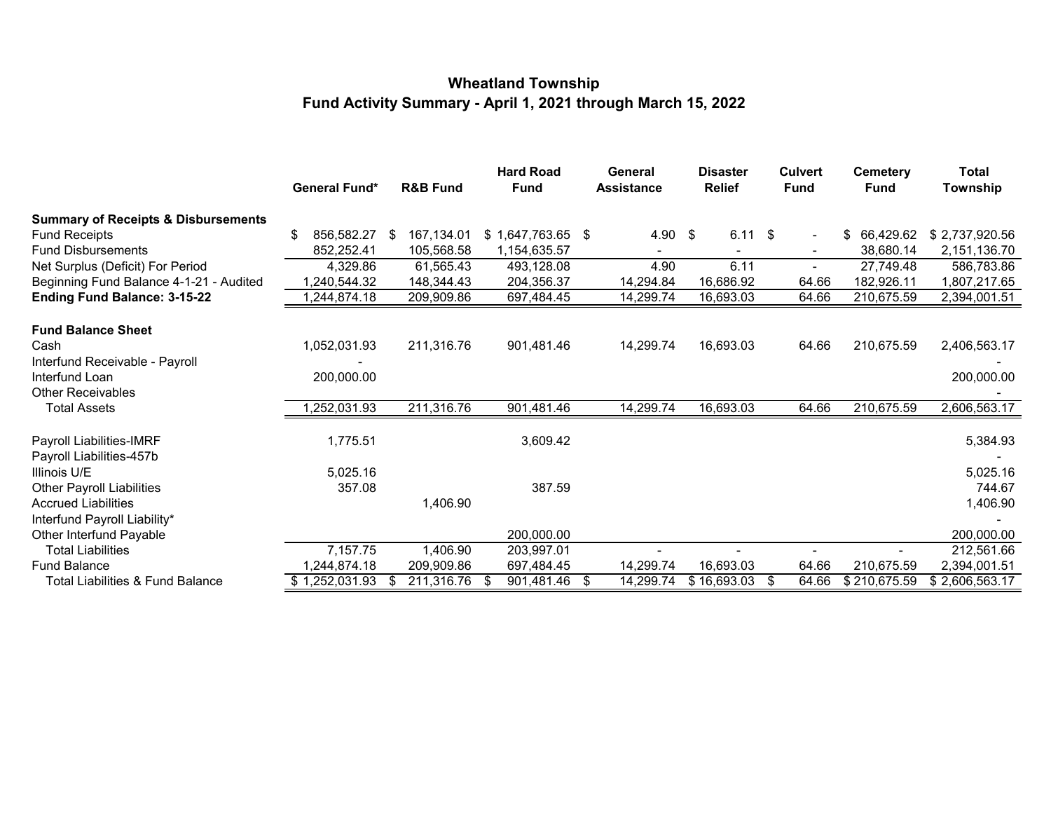## Wheatland Township
## Fund Activity Summary - April 1, 2021 through March 15, 2022

| | General Fund* | R&B Fund | Hard Road Fund | General Assistance | Disaster Relief | Culvert Fund | Cemetery Fund | Total Township |
|---|---|---|---|---|---|---|---|---|
| **Summary of Receipts & Disbursements** | | | | | | | | |
| Fund Receipts | $ 856,582.27 | $ 167,134.01 | $ 1,647,763.65 | $ 4.90 | $ 6.11 | $ - | $ 66,429.62 | $ 2,737,920.56 |
| Fund Disbursements | 852,252.41 | 105,568.58 | 1,154,635.57 | - | - | - | 38,680.14 | 2,151,136.70 |
| Net Surplus (Deficit) For Period | 4,329.86 | 61,565.43 | 493,128.08 | 4.90 | 6.11 | - | 27,749.48 | 586,783.86 |
| Beginning Fund Balance 4-1-21 - Audited | 1,240,544.32 | 148,344.43 | 204,356.37 | 14,294.84 | 16,686.92 | 64.66 | 182,926.11 | 1,807,217.65 |
| **Ending Fund Balance: 3-15-22** | 1,244,874.18 | 209,909.86 | 697,484.45 | 14,299.74 | 16,693.03 | 64.66 | 210,675.59 | 2,394,001.51 |
| **Fund Balance Sheet** | | | | | | | | |
| Cash | 1,052,031.93 | 211,316.76 | 901,481.46 | 14,299.74 | 16,693.03 | 64.66 | 210,675.59 | 2,406,563.17 |
| Interfund Receivable - Payroll | - | | | | | | | - |
| Interfund Loan | 200,000.00 | | | | | | | 200,000.00 |
| Other Receivables | | | | | | | | - |
| Total Assets | 1,252,031.93 | 211,316.76 | 901,481.46 | 14,299.74 | 16,693.03 | 64.66 | 210,675.59 | 2,606,563.17 |
| Payroll Liabilities-IMRF | 1,775.51 | | 3,609.42 | | | | | 5,384.93 |
| Payroll Liabilities-457b | | | | | | | | - |
| Illinois U/E | 5,025.16 | | | | | | | 5,025.16 |
| Other Payroll Liabilities | 357.08 | | 387.59 | | | | | 744.67 |
| Accrued Liabilities | | 1,406.90 | | | | | | 1,406.90 |
| Interfund Payroll Liability* | | | | | | | | - |
| Other Interfund Payable | | | 200,000.00 | | | | | 200,000.00 |
| Total Liabilities | 7,157.75 | 1,406.90 | 203,997.01 | - | - | - | - | 212,561.66 |
| Fund Balance | 1,244,874.18 | 209,909.86 | 697,484.45 | 14,299.74 | 16,693.03 | 64.66 | 210,675.59 | 2,394,001.51 |
| Total Liabilities & Fund Balance | $ 1,252,031.93 | $ 211,316.76 | $ 901,481.46 | $ 14,299.74 | $ 16,693.03 | $ 64.66 | $ 210,675.59 | $ 2,606,563.17 |